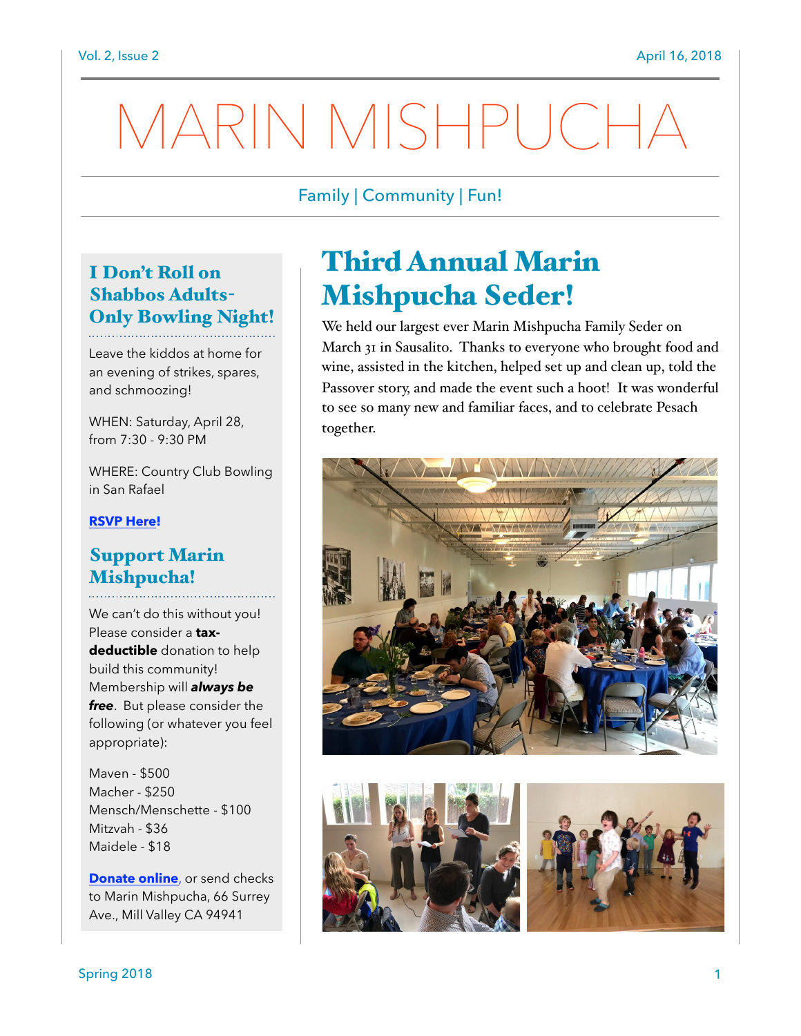# MARIN MISHPUCHA

Family | Community | Fun!

## I Don't Roll on Shabbos Adults-Only Bowling Night!

Leave the kiddos at home for an evening of strikes, spares, and schmoozing!

WHEN: Saturday, April 28, from 7:30 - 9:30 PM

WHERE: Country Club Bowling in San Rafael

**RSVP Here!**

## Support Marin Mishpucha!

We can't do this without you! Please consider a **tax-deductible** donation to help build this community! Membership will ***always be free***. But please consider the following (or whatever you feel appropriate):

Maven - $500
Macher - $250
Mensch/Menschette - $100
Mitzvah - $36
Maidele - $18

**Donate online**, or send checks to Marin Mishpucha, 66 Surrey Ave., Mill Valley CA 94941

## Third Annual Marin Mishpucha Seder!

We held our largest ever Marin Mishpucha Family Seder on March 31 in Sausalito. Thanks to everyone who brought food and wine, assisted in the kitchen, helped set up and clean up, told the Passover story, and made the event such a hoot! It was wonderful to see so many new and familiar faces, and to celebrate Pesach together.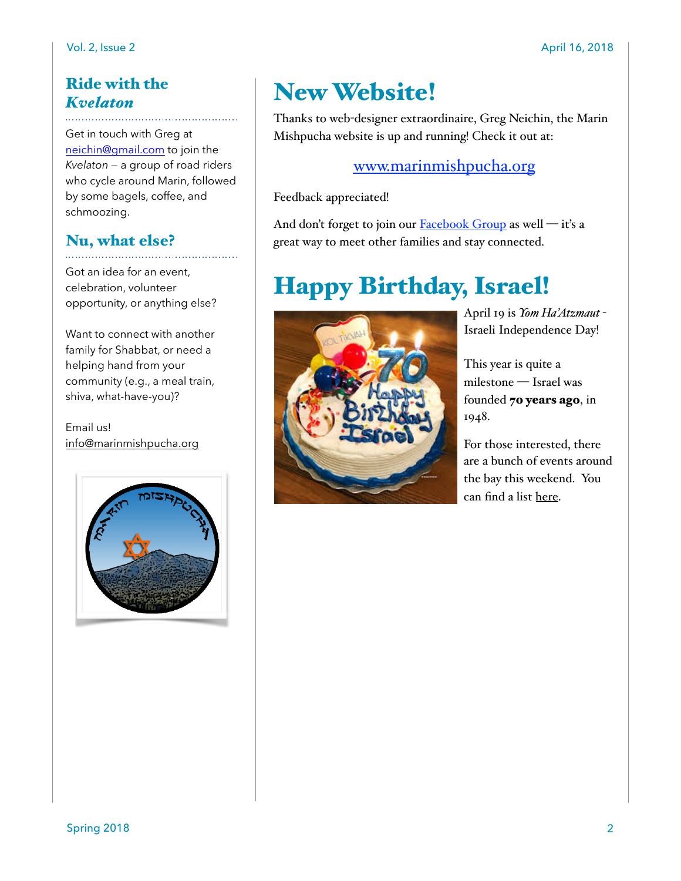## Ride with the *Kvelaton*

Get in touch with Greg at neichin@gmail.com to join the *Kvelaton* – a group of road riders who cycle around Marin, followed by some bagels, coffee, and schmoozing.

## Nu, what else?

Got an idea for an event, celebration, volunteer opportunity, or anything else?

Want to connect with another family for Shabbat, or need a helping hand from your community (e.g., a meal train, shiva, what-have-you)?

Email us!
info@marinmishpucha.org

# New Website!

Thanks to web-designer extraordinaire, Greg Neichin, the Marin Mishpucha website is up and running! Check it out at:

www.marinmishpucha.org

Feedback appreciated!

And don't forget to join our Facebook Group as well — it's a great way to meet other families and stay connected.

# Happy Birthday, Israel!

April 19 is *Yom Ha'Atzmaut* - Israeli Independence Day!

This year is quite a milestone — Israel was founded **70 years ago**, in 1948.

For those interested, there are a bunch of events around the bay this weekend. You can find a list here.